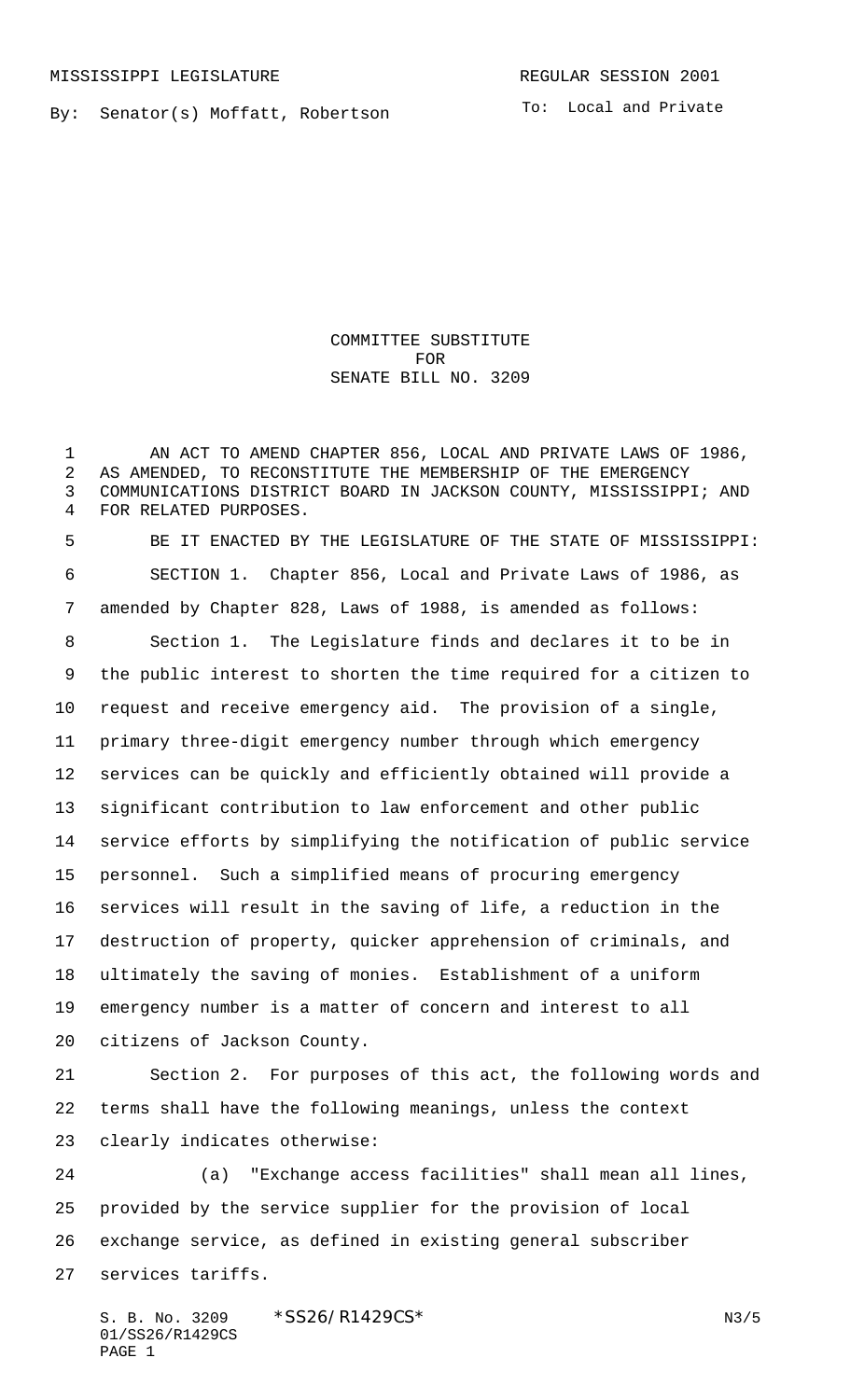MISSISSIPPI LEGISLATURE REGULAR SESSION 2001

By: Senator(s) Moffatt, Robertson

To: Local and Private

# COMMITTEE SUBSTITUTE FOR SENATE BILL NO. 3209

AN ACT TO AMEND CHAPTER 856, LOCAL AND PRIVATE LAWS OF 1986, AS AMENDED, TO RECONSTITUTE THE MEMBERSHIP OF THE EMERGENCY COMMUNICATIONS DISTRICT BOARD IN JACKSON COUNTY, MISSISSIPPI; AND FOR RELATED PURPOSES.

BE IT ENACTED BY THE LEGISLATURE OF THE STATE OF MISSISSIPPI:

SECTION 1. Chapter 856, Local and Private Laws of 1986, as amended by Chapter 828, Laws of 1988, is amended as follows:

Section 1. The Legislature finds and declares it to be in the public interest to shorten the time required for a citizen to request and receive emergency aid. The provision of a single, primary three-digit emergency number through which emergency services can be quickly and efficiently obtained will provide a significant contribution to law enforcement and other public service efforts by simplifying the notification of public service personnel. Such a simplified means of procuring emergency services will result in the saving of life, a reduction in the destruction of property, quicker apprehension of criminals, and ultimately the saving of monies. Establishment of a uniform emergency number is a matter of concern and interest to all citizens of Jackson County.

Section 2. For purposes of this act, the following words and terms shall have the following meanings, unless the context clearly indicates otherwise:

(a) "Exchange access facilities" shall mean all lines, provided by the service supplier for the provision of local exchange service, as defined in existing general subscriber services tariffs.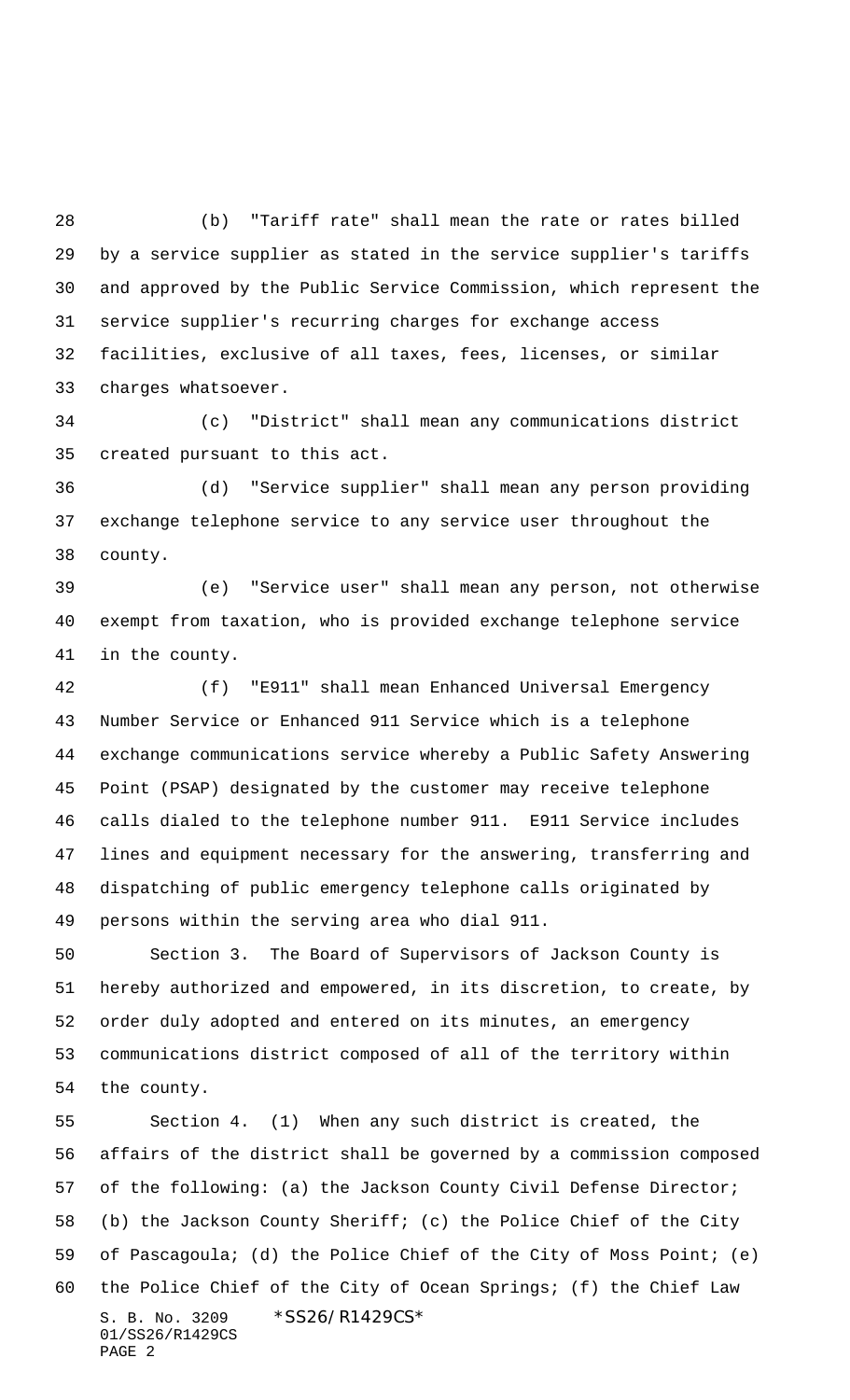(b) "Tariff rate" shall mean the rate or rates billed by a service supplier as stated in the service supplier's tariffs and approved by the Public Service Commission, which represent the service supplier's recurring charges for exchange access facilities, exclusive of all taxes, fees, licenses, or similar charges whatsoever.

(c) "District" shall mean any communications district created pursuant to this act.

(d) "Service supplier" shall mean any person providing exchange telephone service to any service user throughout the county.

(e) "Service user" shall mean any person, not otherwise exempt from taxation, who is provided exchange telephone service in the county.

(f) "E911" shall mean Enhanced Universal Emergency Number Service or Enhanced 911 Service which is a telephone exchange communications service whereby a Public Safety Answering Point (PSAP) designated by the customer may receive telephone calls dialed to the telephone number 911. E911 Service includes lines and equipment necessary for the answering, transferring and dispatching of public emergency telephone calls originated by persons within the serving area who dial 911.

Section 3. The Board of Supervisors of Jackson County is hereby authorized and empowered, in its discretion, to create, by order duly adopted and entered on its minutes, an emergency communications district composed of all of the territory within the county.

Section 4. (1) When any such district is created, the affairs of the district shall be governed by a commission composed of the following: (a) the Jackson County Civil Defense Director; (b) the Jackson County Sheriff; (c) the Police Chief of the City of Pascagoula; (d) the Police Chief of the City of Moss Point; (e) the Police Chief of the City of Ocean Springs; (f) the Chief Law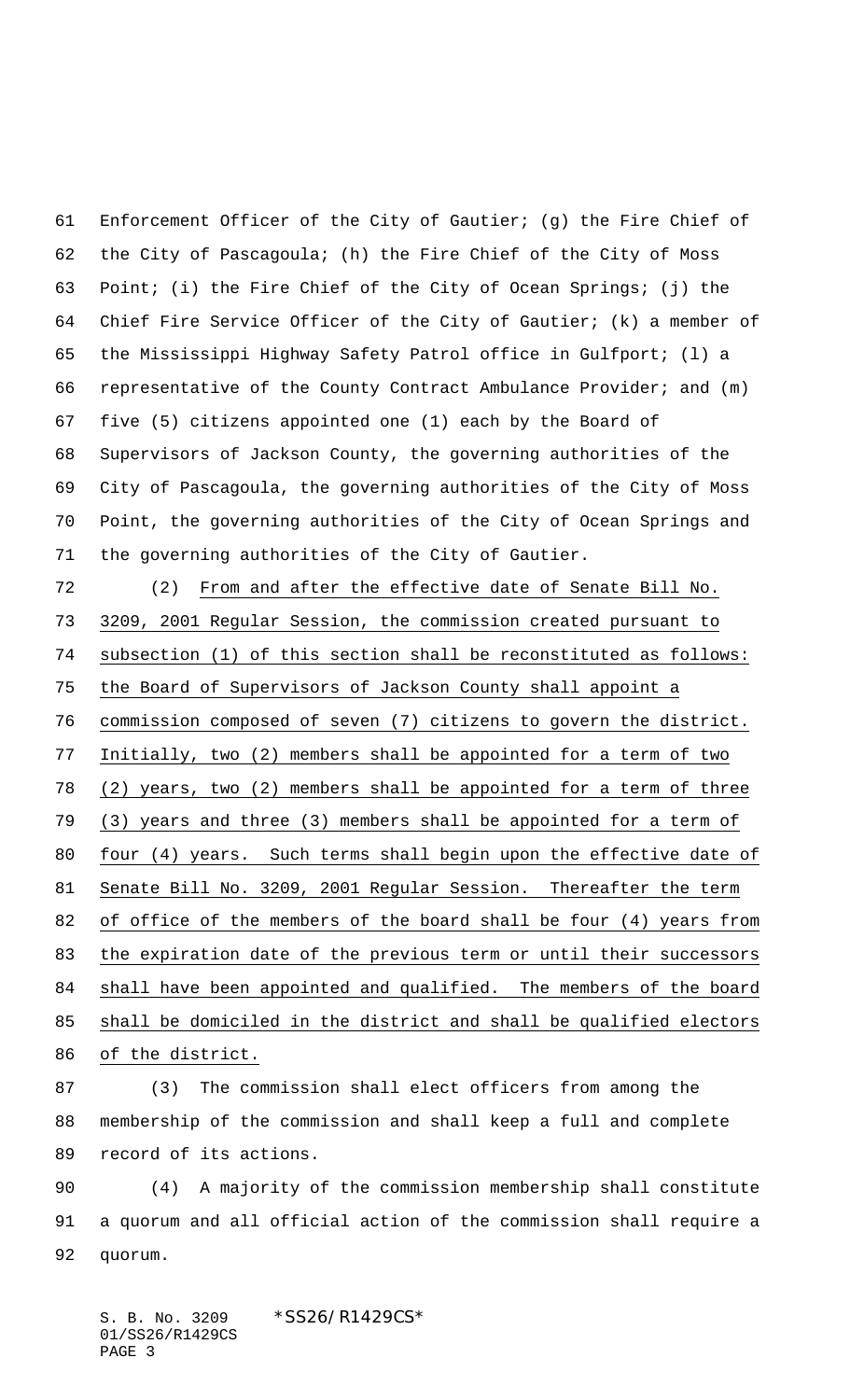Enforcement Officer of the City of Gautier; (g) the Fire Chief of the City of Pascagoula; (h) the Fire Chief of the City of Moss Point; (i) the Fire Chief of the City of Ocean Springs; (j) the Chief Fire Service Officer of the City of Gautier; (k) a member of the Mississippi Highway Safety Patrol office in Gulfport; (l) a representative of the County Contract Ambulance Provider; and (m) five (5) citizens appointed one (1) each by the Board of Supervisors of Jackson County, the governing authorities of the City of Pascagoula, the governing authorities of the City of Moss Point, the governing authorities of the City of Ocean Springs and the governing authorities of the City of Gautier.

(2) <u>From and after the effective date of Senate Bill No. 3209, 2001 Regular Session, the commission created pursuant to subsection (1) of this section shall be reconstituted as follows: the Board of Supervisors of Jackson County shall appoint a commission composed of seven (7) citizens to govern the district. Initially, two (2) members shall be appointed for a term of two (2) years, two (2) members shall be appointed for a term of three (3) years and three (3) members shall be appointed for a term of four (4) years. Such terms shall begin upon the effective date of Senate Bill No. 3209, 2001 Regular Session. Thereafter the term of office of the members of the board shall be four (4) years from the expiration date of the previous term or until their successors shall have been appointed and qualified. The members of the board shall be domiciled in the district and shall be qualified electors of the district.</u>

(3) The commission shall elect officers from among the membership of the commission and shall keep a full and complete record of its actions.

(4) A majority of the commission membership shall constitute a quorum and all official action of the commission shall require a quorum.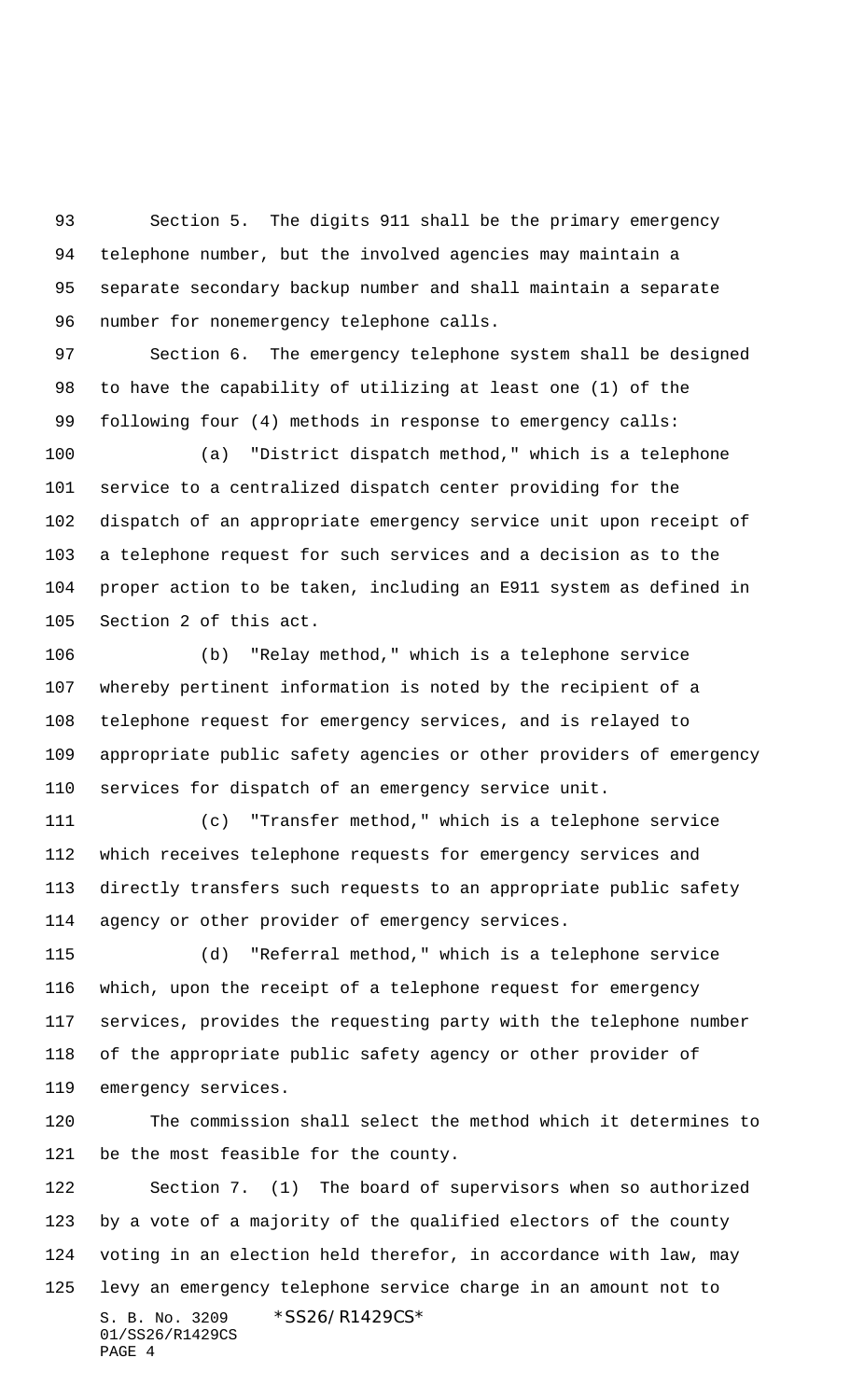Section 5. The digits 911 shall be the primary emergency telephone number, but the involved agencies may maintain a separate secondary backup number and shall maintain a separate number for nonemergency telephone calls.

Section 6. The emergency telephone system shall be designed to have the capability of utilizing at least one (1) of the following four (4) methods in response to emergency calls:

(a) "District dispatch method," which is a telephone service to a centralized dispatch center providing for the dispatch of an appropriate emergency service unit upon receipt of a telephone request for such services and a decision as to the proper action to be taken, including an E911 system as defined in Section 2 of this act.

(b) "Relay method," which is a telephone service whereby pertinent information is noted by the recipient of a telephone request for emergency services, and is relayed to appropriate public safety agencies or other providers of emergency services for dispatch of an emergency service unit.

(c) "Transfer method," which is a telephone service which receives telephone requests for emergency services and directly transfers such requests to an appropriate public safety agency or other provider of emergency services.

(d) "Referral method," which is a telephone service which, upon the receipt of a telephone request for emergency services, provides the requesting party with the telephone number of the appropriate public safety agency or other provider of emergency services.

The commission shall select the method which it determines to be the most feasible for the county.

Section 7. (1) The board of supervisors when so authorized by a vote of a majority of the qualified electors of the county voting in an election held therefor, in accordance with law, may levy an emergency telephone service charge in an amount not to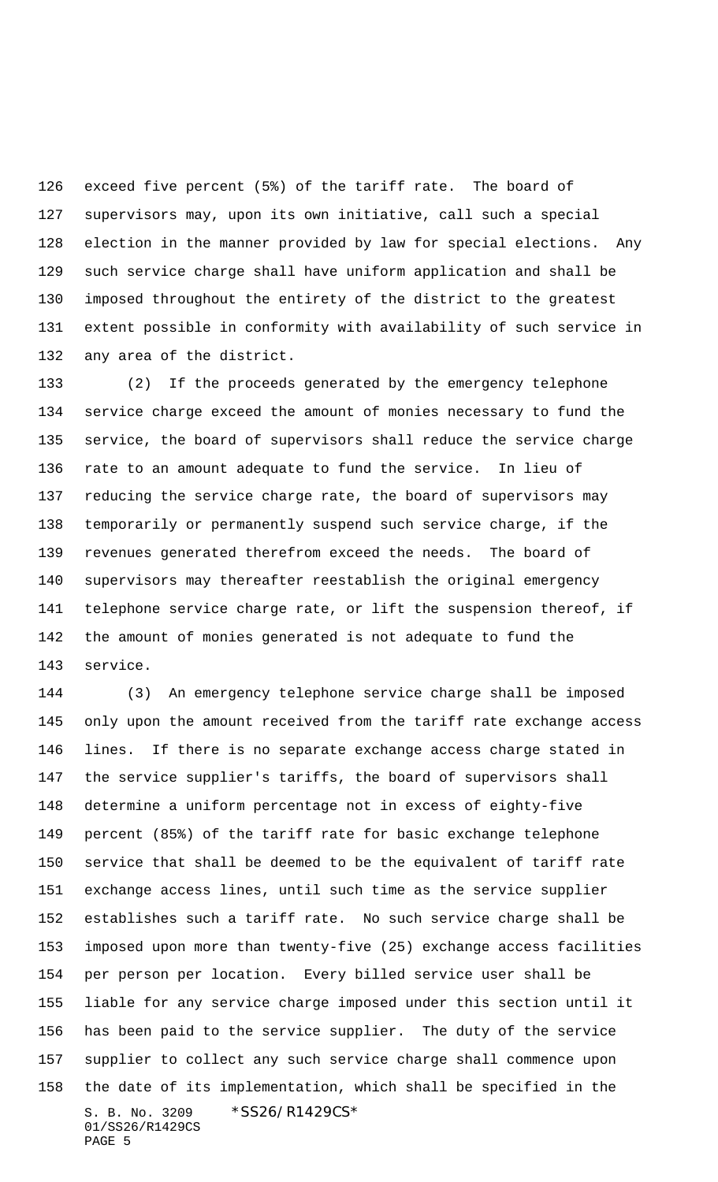exceed five percent (5%) of the tariff rate. The board of supervisors may, upon its own initiative, call such a special election in the manner provided by law for special elections. Any such service charge shall have uniform application and shall be imposed throughout the entirety of the district to the greatest extent possible in conformity with availability of such service in any area of the district.

(2) If the proceeds generated by the emergency telephone service charge exceed the amount of monies necessary to fund the service, the board of supervisors shall reduce the service charge rate to an amount adequate to fund the service. In lieu of reducing the service charge rate, the board of supervisors may temporarily or permanently suspend such service charge, if the revenues generated therefrom exceed the needs. The board of supervisors may thereafter reestablish the original emergency telephone service charge rate, or lift the suspension thereof, if the amount of monies generated is not adequate to fund the service.

(3) An emergency telephone service charge shall be imposed only upon the amount received from the tariff rate exchange access lines. If there is no separate exchange access charge stated in the service supplier's tariffs, the board of supervisors shall determine a uniform percentage not in excess of eighty-five percent (85%) of the tariff rate for basic exchange telephone service that shall be deemed to be the equivalent of tariff rate exchange access lines, until such time as the service supplier establishes such a tariff rate. No such service charge shall be imposed upon more than twenty-five (25) exchange access facilities per person per location. Every billed service user shall be liable for any service charge imposed under this section until it has been paid to the service supplier. The duty of the service supplier to collect any such service charge shall commence upon the date of its implementation, which shall be specified in the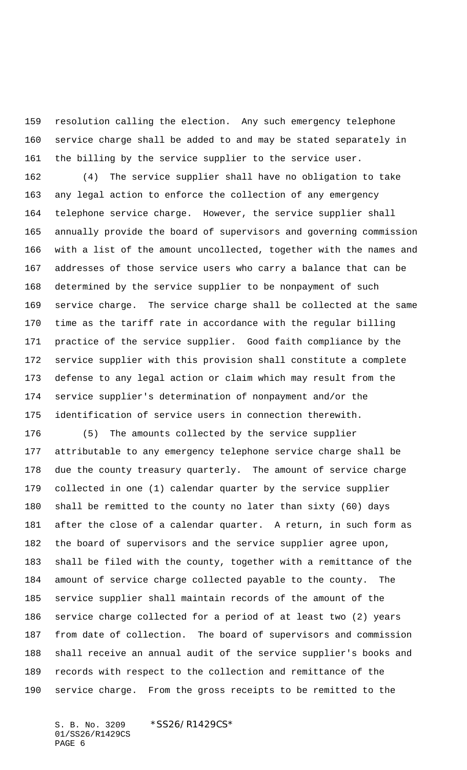resolution calling the election. Any such emergency telephone service charge shall be added to and may be stated separately in the billing by the service supplier to the service user.

(4) The service supplier shall have no obligation to take any legal action to enforce the collection of any emergency telephone service charge. However, the service supplier shall annually provide the board of supervisors and governing commission with a list of the amount uncollected, together with the names and addresses of those service users who carry a balance that can be determined by the service supplier to be nonpayment of such service charge. The service charge shall be collected at the same time as the tariff rate in accordance with the regular billing practice of the service supplier. Good faith compliance by the service supplier with this provision shall constitute a complete defense to any legal action or claim which may result from the service supplier's determination of nonpayment and/or the identification of service users in connection therewith.

(5) The amounts collected by the service supplier attributable to any emergency telephone service charge shall be due the county treasury quarterly. The amount of service charge collected in one (1) calendar quarter by the service supplier shall be remitted to the county no later than sixty (60) days after the close of a calendar quarter. A return, in such form as the board of supervisors and the service supplier agree upon, shall be filed with the county, together with a remittance of the amount of service charge collected payable to the county. The service supplier shall maintain records of the amount of the service charge collected for a period of at least two (2) years from date of collection. The board of supervisors and commission shall receive an annual audit of the service supplier's books and records with respect to the collection and remittance of the service charge. From the gross receipts to be remitted to the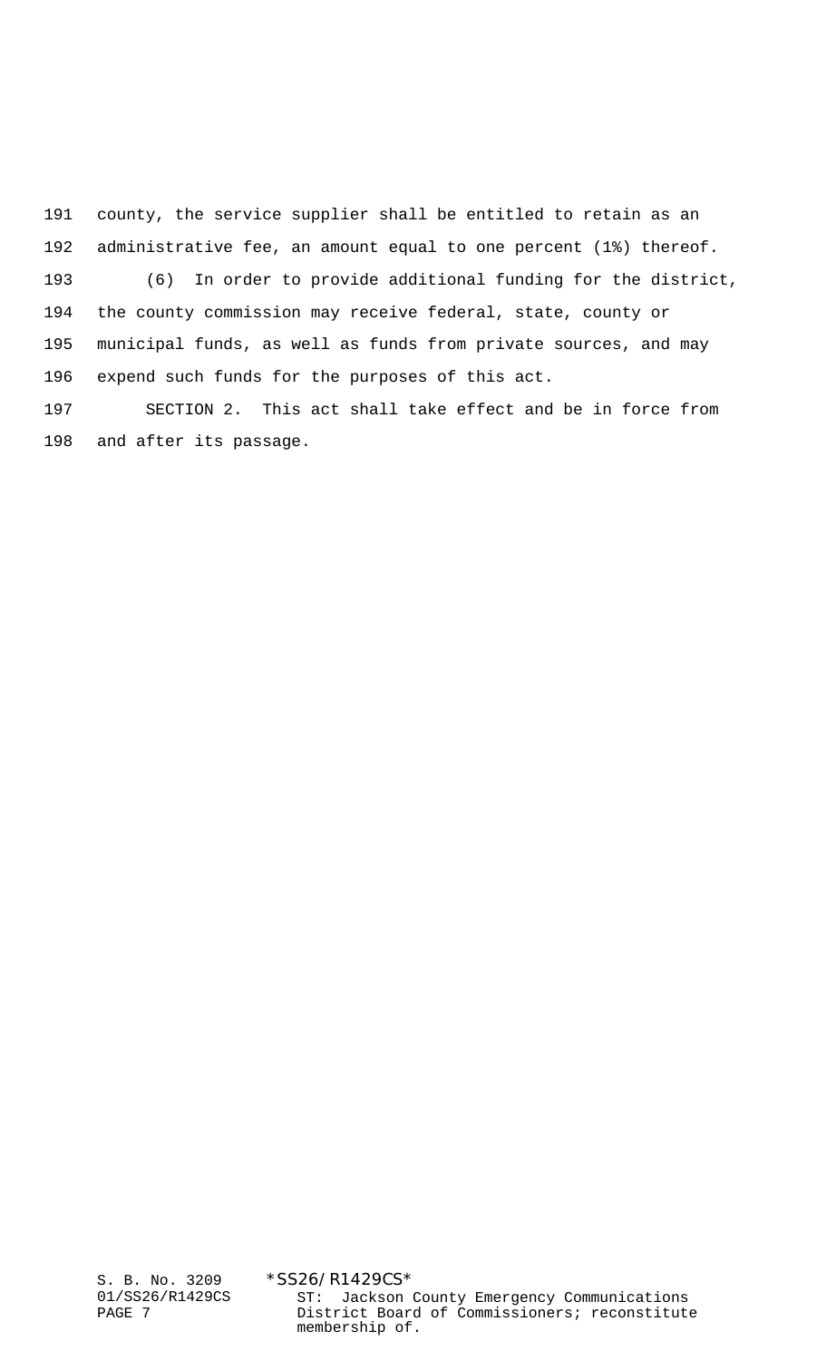county, the service supplier shall be entitled to retain as an administrative fee, an amount equal to one percent (1%) thereof.

(6) In order to provide additional funding for the district, the county commission may receive federal, state, county or municipal funds, as well as funds from private sources, and may expend such funds for the purposes of this act.

SECTION 2. This act shall take effect and be in force from and after its passage.